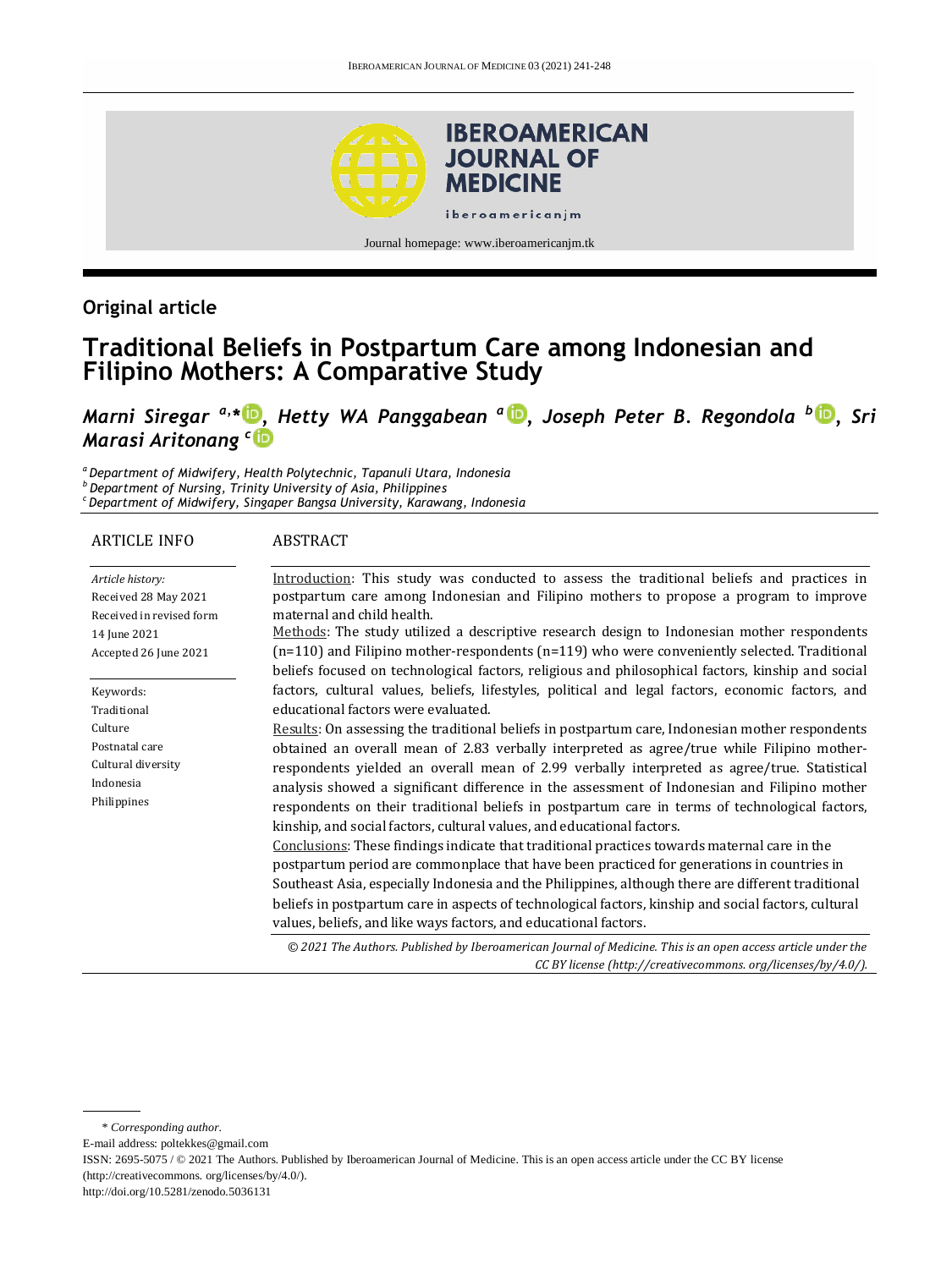## Original article

# Traditional Beliefs in Postpartum Care among Indonesian and Filipino Mothers: A Comparative Study

***Marni Siregar* [a,*], *Hetty WA Panggabean* [a], *Joseph Peter B. Regondola* [b], *Sri Marasi Aritonang* [c]**

[a] *Department of Midwifery, Health Polytechnic, Tapanuli Utara, Indonesia*
[b] *Department of Nursing, Trinity University of Asia, Philippines*
[c] *Department of Midwifery, Singaper Bangsa University, Karawang, Indonesia*

### ARTICLE INFO

*Article history:*
Received 28 May 2021
Received in revised form 14 June 2021
Accepted 26 June 2021

Keywords:
Traditional
Culture
Postnatal care
Cultural diversity
Indonesia
Philippines

### ABSTRACT

Introduction: This study was conducted to assess the traditional beliefs and practices in postpartum care among Indonesian and Filipino mothers to propose a program to improve maternal and child health.

Methods: The study utilized a descriptive research design to Indonesian mother respondents (n=110) and Filipino mother-respondents (n=119) who were conveniently selected. Traditional beliefs focused on technological factors, religious and philosophical factors, kinship and social factors, cultural values, beliefs, lifestyles, political and legal factors, economic factors, and educational factors were evaluated.

Results: On assessing the traditional beliefs in postpartum care, Indonesian mother respondents obtained an overall mean of 2.83 verbally interpreted as agree/true while Filipino mother-respondents yielded an overall mean of 2.99 verbally interpreted as agree/true. Statistical analysis showed a significant difference in the assessment of Indonesian and Filipino mother respondents on their traditional beliefs in postpartum care in terms of technological factors, kinship, and social factors, cultural values, and educational factors.

Conclusions: These findings indicate that traditional practices towards maternal care in the postpartum period are commonplace that have been practiced for generations in countries in Southeast Asia, especially Indonesia and the Philippines, although there are different traditional beliefs in postpartum care in aspects of technological factors, kinship and social factors, cultural values, beliefs, and like ways factors, and educational factors.

*© 2021 The Authors. Published by Iberoamerican Journal of Medicine. This is an open access article under the CC BY license (http://creativecommons. org/licenses/by/4.0/).*

---

\* *Corresponding author.*
E-mail address: poltekkes@gmail.com
ISSN: 2695-5075 / © 2021 The Authors. Published by Iberoamerican Journal of Medicine. This is an open access article under the CC BY license (http://creativecommons. org/licenses/by/4.0/).
http://doi.org/10.5281/zenodo.5036131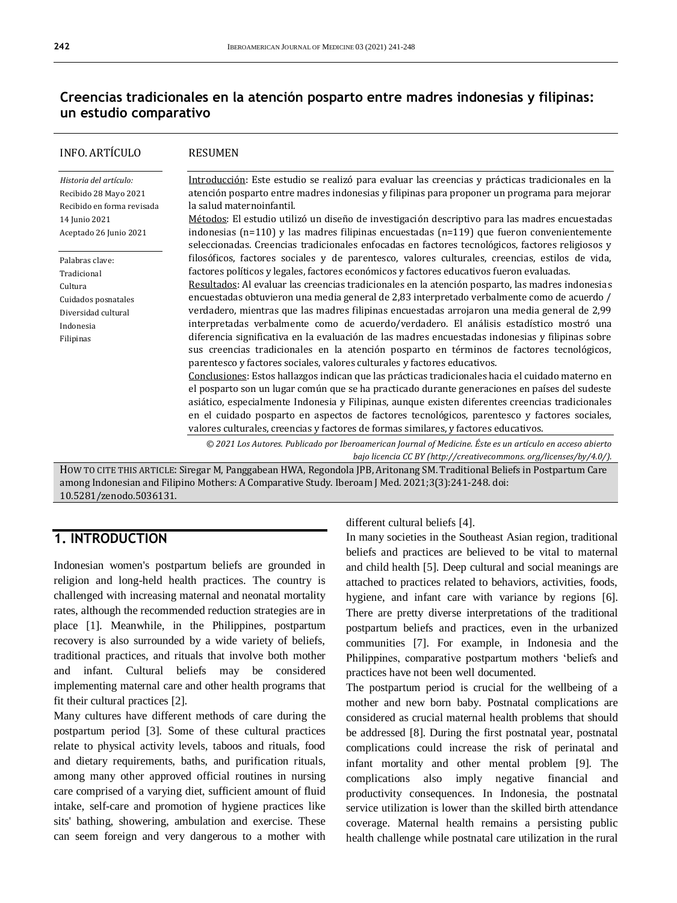## Creencias tradicionales en la atención posparto entre madres indonesias y filipinas: un estudio comparativo

**INFO. ARTÍCULO**

*Historia del artículo:*
Recibido 28 Mayo 2021
Recibido en forma revisada 14 Junio 2021
Aceptado 26 Junio 2021

Palabras clave:
Tradicional
Cultura
Cuidados posnatales
Diversidad cultural
Indonesia
Filipinas

**RESUMEN**

Introducción: Este estudio se realizó para evaluar las creencias y prácticas tradicionales en la atención posparto entre madres indonesias y filipinas para proponer un programa para mejorar la salud maternoinfantil.

Métodos: El estudio utilizó un diseño de investigación descriptivo para las madres encuestadas indonesias (n=110) y las madres filipinas encuestadas (n=119) que fueron convenientemente seleccionadas. Creencias tradicionales enfocadas en factores tecnológicos, factores religiosos y filosóficos, factores sociales y de parentesco, valores culturales, creencias, estilos de vida, factores políticos y legales, factores económicos y factores educativos fueron evaluadas.

Resultados: Al evaluar las creencias tradicionales en la atención posparto, las madres indonesias encuestadas obtuvieron una media general de 2,83 interpretado verbalmente como de acuerdo / verdadero, mientras que las madres filipinas encuestadas arrojaron una media general de 2,99 interpretadas verbalmente como de acuerdo/verdadero. El análisis estadístico mostró una diferencia significativa en la evaluación de las madres encuestadas indonesias y filipinas sobre sus creencias tradicionales en la atención posparto en términos de factores tecnológicos, parentesco y factores sociales, valores culturales y factores educativos.

Conclusiones: Estos hallazgos indican que las prácticas tradicionales hacia el cuidado materno en el posparto son un lugar común que se ha practicado durante generaciones en países del sudeste asiático, especialmente Indonesia y Filipinas, aunque existen diferentes creencias tradicionales en el cuidado posparto en aspectos de factores tecnológicos, parentesco y factores sociales, valores culturales, creencias y factores de formas similares, y factores educativos.

*© 2021 Los Autores. Publicado por Iberoamerican Journal of Medicine. Éste es un artículo en acceso abierto bajo licencia CC BY (http://creativecommons. org/licenses/by/4.0/).*

HOW TO CITE THIS ARTICLE: Siregar M, Panggabean HWA, Regondola JPB, Aritonang SM. Traditional Beliefs in Postpartum Care among Indonesian and Filipino Mothers: A Comparative Study. Iberoam J Med. 2021;3(3):241-248. doi: 10.5281/zenodo.5036131.

## 1. INTRODUCTION

Indonesian women's postpartum beliefs are grounded in religion and long-held health practices. The country is challenged with increasing maternal and neonatal mortality rates, although the recommended reduction strategies are in place [1]. Meanwhile, in the Philippines, postpartum recovery is also surrounded by a wide variety of beliefs, traditional practices, and rituals that involve both mother and infant. Cultural beliefs may be considered implementing maternal care and other health programs that fit their cultural practices [2].

Many cultures have different methods of care during the postpartum period [3]. Some of these cultural practices relate to physical activity levels, taboos and rituals, food and dietary requirements, baths, and purification rituals, among many other approved official routines in nursing care comprised of a varying diet, sufficient amount of fluid intake, self-care and promotion of hygiene practices like sits' bathing, showering, ambulation and exercise. These can seem foreign and very dangerous to a mother with different cultural beliefs [4].

In many societies in the Southeast Asian region, traditional beliefs and practices are believed to be vital to maternal and child health [5]. Deep cultural and social meanings are attached to practices related to behaviors, activities, foods, hygiene, and infant care with variance by regions [6]. There are pretty diverse interpretations of the traditional postpartum beliefs and practices, even in the urbanized communities [7]. For example, in Indonesia and the Philippines, comparative postpartum mothers 'beliefs and practices have not been well documented.

The postpartum period is crucial for the wellbeing of a mother and new born baby. Postnatal complications are considered as crucial maternal health problems that should be addressed [8]. During the first postnatal year, postnatal complications could increase the risk of perinatal and infant mortality and other mental problem [9]. The complications also imply negative financial and productivity consequences. In Indonesia, the postnatal service utilization is lower than the skilled birth attendance coverage. Maternal health remains a persisting public health challenge while postnatal care utilization in the rural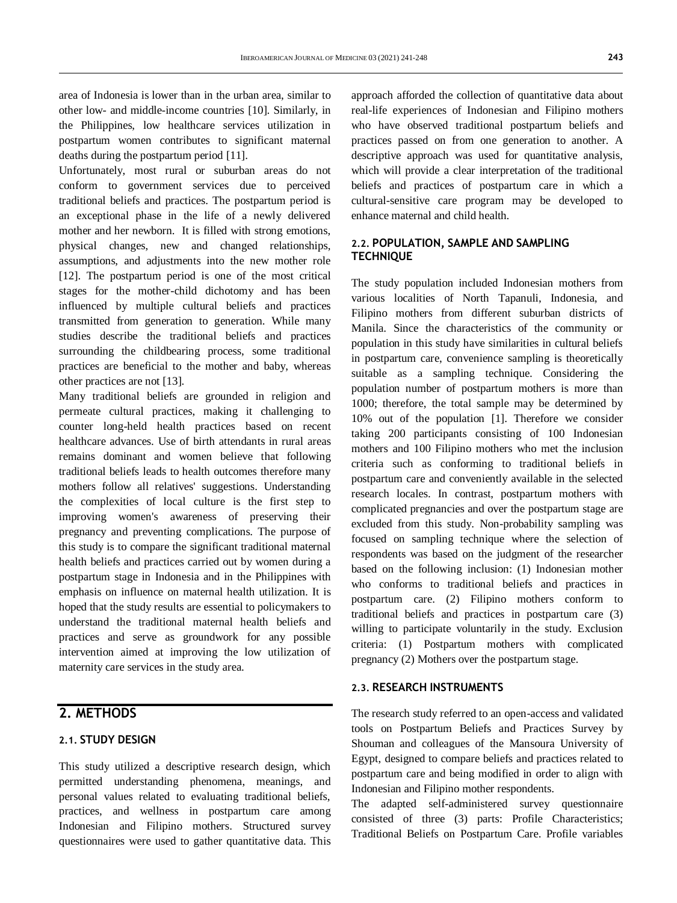area of Indonesia is lower than in the urban area, similar to other low- and middle-income countries [10]. Similarly, in the Philippines, low healthcare services utilization in postpartum women contributes to significant maternal deaths during the postpartum period [11].

Unfortunately, most rural or suburban areas do not conform to government services due to perceived traditional beliefs and practices. The postpartum period is an exceptional phase in the life of a newly delivered mother and her newborn. It is filled with strong emotions, physical changes, new and changed relationships, assumptions, and adjustments into the new mother role [12]. The postpartum period is one of the most critical stages for the mother-child dichotomy and has been influenced by multiple cultural beliefs and practices transmitted from generation to generation. While many studies describe the traditional beliefs and practices surrounding the childbearing process, some traditional practices are beneficial to the mother and baby, whereas other practices are not [13].

Many traditional beliefs are grounded in religion and permeate cultural practices, making it challenging to counter long-held health practices based on recent healthcare advances. Use of birth attendants in rural areas remains dominant and women believe that following traditional beliefs leads to health outcomes therefore many mothers follow all relatives' suggestions. Understanding the complexities of local culture is the first step to improving women's awareness of preserving their pregnancy and preventing complications. The purpose of this study is to compare the significant traditional maternal health beliefs and practices carried out by women during a postpartum stage in Indonesia and in the Philippines with emphasis on influence on maternal health utilization. It is hoped that the study results are essential to policymakers to understand the traditional maternal health beliefs and practices and serve as groundwork for any possible intervention aimed at improving the low utilization of maternity care services in the study area.

## 2. METHODS

### 2.1. STUDY DESIGN

This study utilized a descriptive research design, which permitted understanding phenomena, meanings, and personal values related to evaluating traditional beliefs, practices, and wellness in postpartum care among Indonesian and Filipino mothers. Structured survey questionnaires were used to gather quantitative data. This approach afforded the collection of quantitative data about real-life experiences of Indonesian and Filipino mothers who have observed traditional postpartum beliefs and practices passed on from one generation to another. A descriptive approach was used for quantitative analysis, which will provide a clear interpretation of the traditional beliefs and practices of postpartum care in which a cultural-sensitive care program may be developed to enhance maternal and child health.

### 2.2. POPULATION, SAMPLE AND SAMPLING TECHNIQUE

The study population included Indonesian mothers from various localities of North Tapanuli, Indonesia, and Filipino mothers from different suburban districts of Manila. Since the characteristics of the community or population in this study have similarities in cultural beliefs in postpartum care, convenience sampling is theoretically suitable as a sampling technique. Considering the population number of postpartum mothers is more than 1000; therefore, the total sample may be determined by 10% out of the population [1]. Therefore we consider taking 200 participants consisting of 100 Indonesian mothers and 100 Filipino mothers who met the inclusion criteria such as conforming to traditional beliefs in postpartum care and conveniently available in the selected research locales. In contrast, postpartum mothers with complicated pregnancies and over the postpartum stage are excluded from this study. Non-probability sampling was focused on sampling technique where the selection of respondents was based on the judgment of the researcher based on the following inclusion: (1) Indonesian mother who conforms to traditional beliefs and practices in postpartum care. (2) Filipino mothers conform to traditional beliefs and practices in postpartum care (3) willing to participate voluntarily in the study. Exclusion criteria: (1) Postpartum mothers with complicated pregnancy (2) Mothers over the postpartum stage.

### 2.3. RESEARCH INSTRUMENTS

The research study referred to an open-access and validated tools on Postpartum Beliefs and Practices Survey by Shouman and colleagues of the Mansoura University of Egypt, designed to compare beliefs and practices related to postpartum care and being modified in order to align with Indonesian and Filipino mother respondents.

The adapted self-administered survey questionnaire consisted of three (3) parts: Profile Characteristics; Traditional Beliefs on Postpartum Care. Profile variables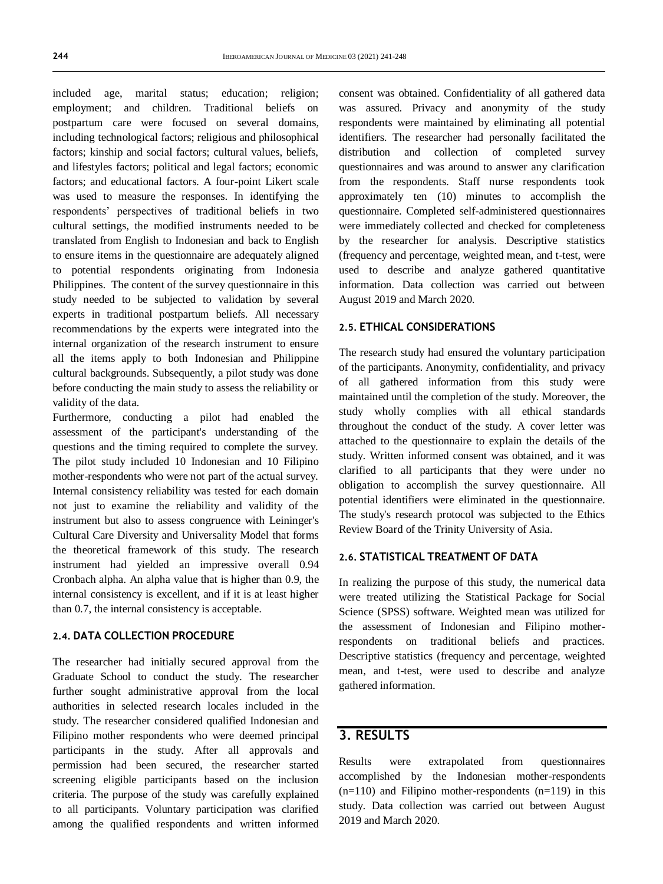included age, marital status; education; religion; employment; and children. Traditional beliefs on postpartum care were focused on several domains, including technological factors; religious and philosophical factors; kinship and social factors; cultural values, beliefs, and lifestyles factors; political and legal factors; economic factors; and educational factors. A four-point Likert scale was used to measure the responses. In identifying the respondents' perspectives of traditional beliefs in two cultural settings, the modified instruments needed to be translated from English to Indonesian and back to English to ensure items in the questionnaire are adequately aligned to potential respondents originating from Indonesia Philippines. The content of the survey questionnaire in this study needed to be subjected to validation by several experts in traditional postpartum beliefs. All necessary recommendations by the experts were integrated into the internal organization of the research instrument to ensure all the items apply to both Indonesian and Philippine cultural backgrounds. Subsequently, a pilot study was done before conducting the main study to assess the reliability or validity of the data.

Furthermore, conducting a pilot had enabled the assessment of the participant's understanding of the questions and the timing required to complete the survey. The pilot study included 10 Indonesian and 10 Filipino mother-respondents who were not part of the actual survey. Internal consistency reliability was tested for each domain not just to examine the reliability and validity of the instrument but also to assess congruence with Leininger's Cultural Care Diversity and Universality Model that forms the theoretical framework of this study. The research instrument had yielded an impressive overall 0.94 Cronbach alpha. An alpha value that is higher than 0.9, the internal consistency is excellent, and if it is at least higher than 0.7, the internal consistency is acceptable.

### 2.4. DATA COLLECTION PROCEDURE

The researcher had initially secured approval from the Graduate School to conduct the study. The researcher further sought administrative approval from the local authorities in selected research locales included in the study. The researcher considered qualified Indonesian and Filipino mother respondents who were deemed principal participants in the study. After all approvals and permission had been secured, the researcher started screening eligible participants based on the inclusion criteria. The purpose of the study was carefully explained to all participants. Voluntary participation was clarified among the qualified respondents and written informed consent was obtained. Confidentiality of all gathered data was assured. Privacy and anonymity of the study respondents were maintained by eliminating all potential identifiers. The researcher had personally facilitated the distribution and collection of completed survey questionnaires and was around to answer any clarification from the respondents. Staff nurse respondents took approximately ten (10) minutes to accomplish the questionnaire. Completed self-administered questionnaires were immediately collected and checked for completeness by the researcher for analysis. Descriptive statistics (frequency and percentage, weighted mean, and t-test, were used to describe and analyze gathered quantitative information. Data collection was carried out between August 2019 and March 2020.

### 2.5. ETHICAL CONSIDERATIONS

The research study had ensured the voluntary participation of the participants. Anonymity, confidentiality, and privacy of all gathered information from this study were maintained until the completion of the study. Moreover, the study wholly complies with all ethical standards throughout the conduct of the study. A cover letter was attached to the questionnaire to explain the details of the study. Written informed consent was obtained, and it was clarified to all participants that they were under no obligation to accomplish the survey questionnaire. All potential identifiers were eliminated in the questionnaire. The study's research protocol was subjected to the Ethics Review Board of the Trinity University of Asia.

### 2.6. STATISTICAL TREATMENT OF DATA

In realizing the purpose of this study, the numerical data were treated utilizing the Statistical Package for Social Science (SPSS) software. Weighted mean was utilized for the assessment of Indonesian and Filipino mother-respondents on traditional beliefs and practices. Descriptive statistics (frequency and percentage, weighted mean, and t-test, were used to describe and analyze gathered information.

## 3. RESULTS

Results were extrapolated from questionnaires accomplished by the Indonesian mother-respondents (n=110) and Filipino mother-respondents (n=119) in this study. Data collection was carried out between August 2019 and March 2020.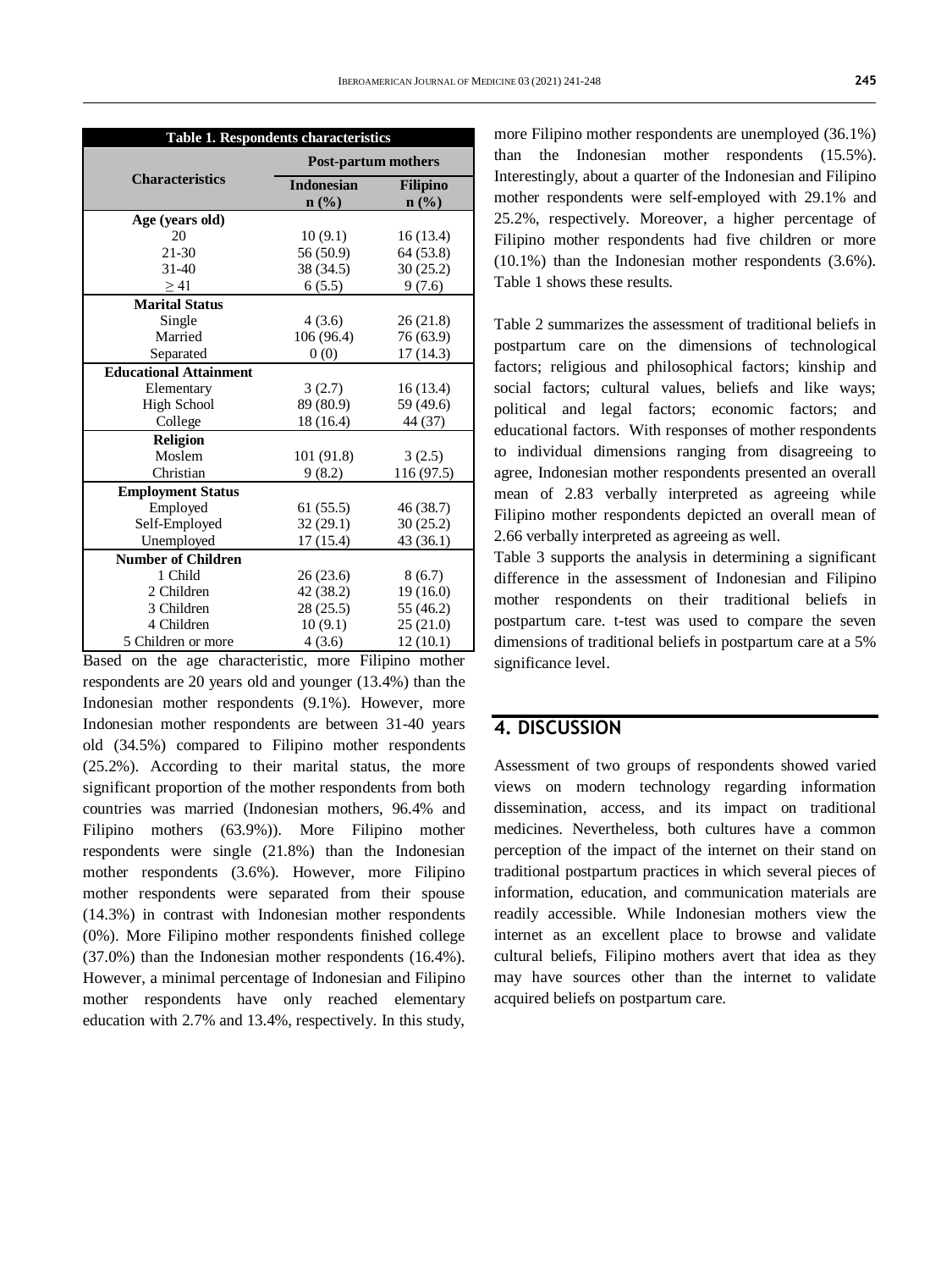**Table 1. Respondents characteristics**

| Characteristics | Post-partum mothers | |
|---|---|---|
| | Indonesian n (%) | Filipino n (%) |
| **Age (years old)** | | |
| 20 | 10 (9.1) | 16 (13.4) |
| 21-30 | 56 (50.9) | 64 (53.8) |
| 31-40 | 38 (34.5) | 30 (25.2) |
| ≥ 41 | 6 (5.5) | 9 (7.6) |
| **Marital Status** | | |
| Single | 4 (3.6) | 26 (21.8) |
| Married | 106 (96.4) | 76 (63.9) |
| Separated | 0 (0) | 17 (14.3) |
| **Educational Attainment** | | |
| Elementary | 3 (2.7) | 16 (13.4) |
| High School | 89 (80.9) | 59 (49.6) |
| College | 18 (16.4) | 44 (37) |
| **Religion** | | |
| Moslem | 101 (91.8) | 3 (2.5) |
| Christian | 9 (8.2) | 116 (97.5) |
| **Employment Status** | | |
| Employed | 61 (55.5) | 46 (38.7) |
| Self-Employed | 32 (29.1) | 30 (25.2) |
| Unemployed | 17 (15.4) | 43 (36.1) |
| **Number of Children** | | |
| 1 Child | 26 (23.6) | 8 (6.7) |
| 2 Children | 42 (38.2) | 19 (16.0) |
| 3 Children | 28 (25.5) | 55 (46.2) |
| 4 Children | 10 (9.1) | 25 (21.0) |
| 5 Children or more | 4 (3.6) | 12 (10.1) |

Based on the age characteristic, more Filipino mother respondents are 20 years old and younger (13.4%) than the Indonesian mother respondents (9.1%). However, more Indonesian mother respondents are between 31-40 years old (34.5%) compared to Filipino mother respondents (25.2%). According to their marital status, the more significant proportion of the mother respondents from both countries was married (Indonesian mothers, 96.4% and Filipino mothers (63.9%)). More Filipino mother respondents were single (21.8%) than the Indonesian mother respondents (3.6%). However, more Filipino mother respondents were separated from their spouse (14.3%) in contrast with Indonesian mother respondents (0%). More Filipino mother respondents finished college (37.0%) than the Indonesian mother respondents (16.4%). However, a minimal percentage of Indonesian and Filipino mother respondents have only reached elementary education with 2.7% and 13.4%, respectively. In this study, more Filipino mother respondents are unemployed (36.1%) than the Indonesian mother respondents (15.5%). Interestingly, about a quarter of the Indonesian and Filipino mother respondents were self-employed with 29.1% and 25.2%, respectively. Moreover, a higher percentage of Filipino mother respondents had five children or more (10.1%) than the Indonesian mother respondents (3.6%). Table 1 shows these results.

Table 2 summarizes the assessment of traditional beliefs in postpartum care on the dimensions of technological factors; religious and philosophical factors; kinship and social factors; cultural values, beliefs and like ways; political and legal factors; economic factors; and educational factors. With responses of mother respondents to individual dimensions ranging from disagreeing to agree, Indonesian mother respondents presented an overall mean of 2.83 verbally interpreted as agreeing while Filipino mother respondents depicted an overall mean of 2.66 verbally interpreted as agreeing as well.

Table 3 supports the analysis in determining a significant difference in the assessment of Indonesian and Filipino mother respondents on their traditional beliefs in postpartum care. t-test was used to compare the seven dimensions of traditional beliefs in postpartum care at a 5% significance level.

## 4. DISCUSSION

Assessment of two groups of respondents showed varied views on modern technology regarding information dissemination, access, and its impact on traditional medicines. Nevertheless, both cultures have a common perception of the impact of the internet on their stand on traditional postpartum practices in which several pieces of information, education, and communication materials are readily accessible. While Indonesian mothers view the internet as an excellent place to browse and validate cultural beliefs, Filipino mothers avert that idea as they may have sources other than the internet to validate acquired beliefs on postpartum care.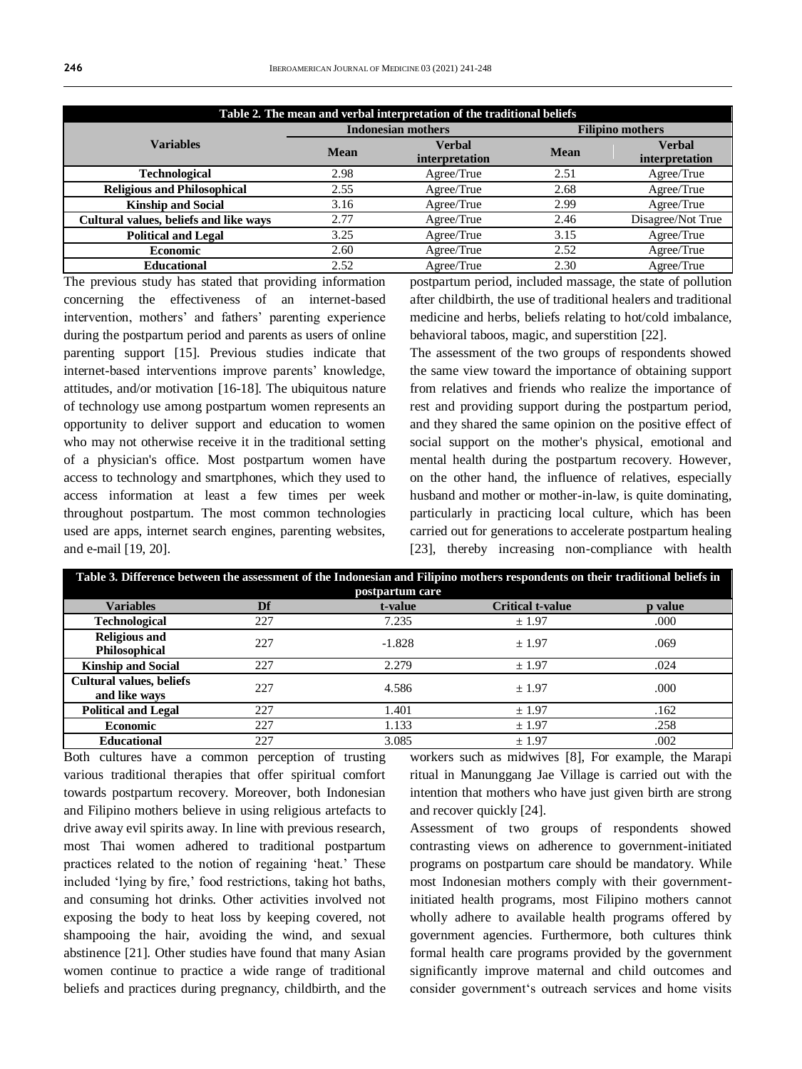**Table 2. The mean and verbal interpretation of the traditional beliefs**

| Variables | Indonesian mothers | | Filipino mothers | |
|---|---|---|---|---|
| | Mean | Verbal interpretation | Mean | Verbal interpretation |
| **Technological** | 2.98 | Agree/True | 2.51 | Agree/True |
| **Religious and Philosophical** | 2.55 | Agree/True | 2.68 | Agree/True |
| **Kinship and Social** | 3.16 | Agree/True | 2.99 | Agree/True |
| **Cultural values, beliefs and like ways** | 2.77 | Agree/True | 2.46 | Disagree/Not True |
| **Political and Legal** | 3.25 | Agree/True | 3.15 | Agree/True |
| **Economic** | 2.60 | Agree/True | 2.52 | Agree/True |
| **Educational** | 2.52 | Agree/True | 2.30 | Agree/True |

The previous study has stated that providing information concerning the effectiveness of an internet-based intervention, mothers' and fathers' parenting experience during the postpartum period and parents as users of online parenting support [15]. Previous studies indicate that internet-based interventions improve parents' knowledge, attitudes, and/or motivation [16-18]. The ubiquitous nature of technology use among postpartum women represents an opportunity to deliver support and education to women who may not otherwise receive it in the traditional setting of a physician's office. Most postpartum women have access to technology and smartphones, which they used to access information at least a few times per week throughout postpartum. The most common technologies used are apps, internet search engines, parenting websites, and e-mail [19, 20].

postpartum period, included massage, the state of pollution after childbirth, the use of traditional healers and traditional medicine and herbs, beliefs relating to hot/cold imbalance, behavioral taboos, magic, and superstition [22].

The assessment of the two groups of respondents showed the same view toward the importance of obtaining support from relatives and friends who realize the importance of rest and providing support during the postpartum period, and they shared the same opinion on the positive effect of social support on the mother's physical, emotional and mental health during the postpartum recovery. However, on the other hand, the influence of relatives, especially husband and mother or mother-in-law, is quite dominating, particularly in practicing local culture, which has been carried out for generations to accelerate postpartum healing [23], thereby increasing non-compliance with health

**Table 3. Difference between the assessment of the Indonesian and Filipino mothers respondents on their traditional beliefs in postpartum care**

| Variables | Df | t-value | Critical t-value | p value |
|---|---|---|---|---|
| **Technological** | 227 | 7.235 | ± 1.97 | .000 |
| **Religious and Philosophical** | 227 | -1.828 | ± 1.97 | .069 |
| **Kinship and Social** | 227 | 2.279 | ± 1.97 | .024 |
| **Cultural values, beliefs and like ways** | 227 | 4.586 | ± 1.97 | .000 |
| **Political and Legal** | 227 | 1.401 | ± 1.97 | .162 |
| **Economic** | 227 | 1.133 | ± 1.97 | .258 |
| **Educational** | 227 | 3.085 | ± 1.97 | .002 |

Both cultures have a common perception of trusting various traditional therapies that offer spiritual comfort towards postpartum recovery. Moreover, both Indonesian and Filipino mothers believe in using religious artefacts to drive away evil spirits away. In line with previous research, most Thai women adhered to traditional postpartum practices related to the notion of regaining 'heat.' These included 'lying by fire,' food restrictions, taking hot baths, and consuming hot drinks. Other activities involved not exposing the body to heat loss by keeping covered, not shampooing the hair, avoiding the wind, and sexual abstinence [21]. Other studies have found that many Asian women continue to practice a wide range of traditional beliefs and practices during pregnancy, childbirth, and the

workers such as midwives [8], For example, the Marapi ritual in Manunggang Jae Village is carried out with the intention that mothers who have just given birth are strong and recover quickly [24].

Assessment of two groups of respondents showed contrasting views on adherence to government-initiated programs on postpartum care should be mandatory. While most Indonesian mothers comply with their government-initiated health programs, most Filipino mothers cannot wholly adhere to available health programs offered by government agencies. Furthermore, both cultures think formal health care programs provided by the government significantly improve maternal and child outcomes and consider government's outreach services and home visits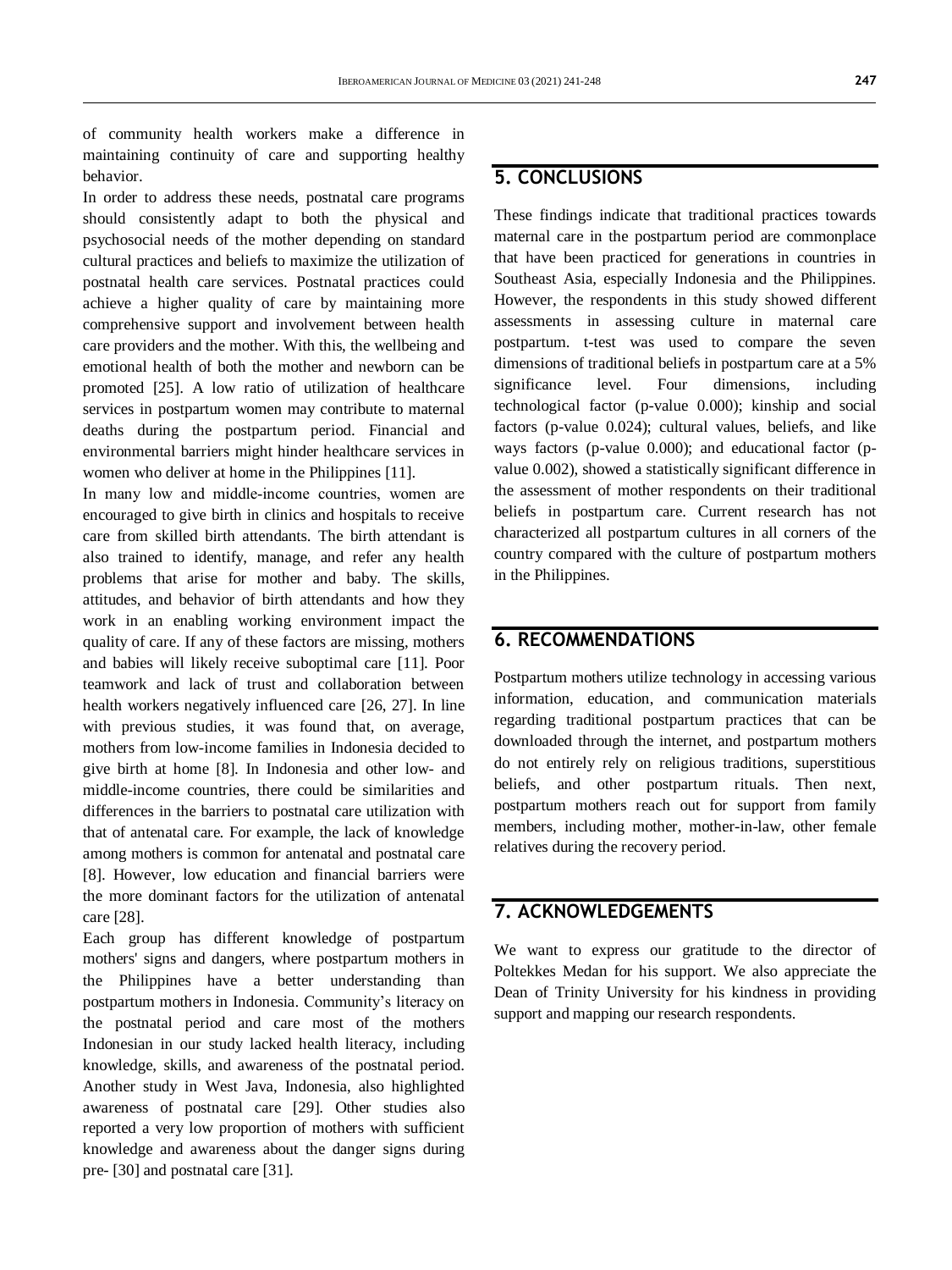of community health workers make a difference in maintaining continuity of care and supporting healthy behavior.

In order to address these needs, postnatal care programs should consistently adapt to both the physical and psychosocial needs of the mother depending on standard cultural practices and beliefs to maximize the utilization of postnatal health care services. Postnatal practices could achieve a higher quality of care by maintaining more comprehensive support and involvement between health care providers and the mother. With this, the wellbeing and emotional health of both the mother and newborn can be promoted [25]. A low ratio of utilization of healthcare services in postpartum women may contribute to maternal deaths during the postpartum period. Financial and environmental barriers might hinder healthcare services in women who deliver at home in the Philippines [11].

In many low and middle-income countries, women are encouraged to give birth in clinics and hospitals to receive care from skilled birth attendants. The birth attendant is also trained to identify, manage, and refer any health problems that arise for mother and baby. The skills, attitudes, and behavior of birth attendants and how they work in an enabling working environment impact the quality of care. If any of these factors are missing, mothers and babies will likely receive suboptimal care [11]. Poor teamwork and lack of trust and collaboration between health workers negatively influenced care [26, 27]. In line with previous studies, it was found that, on average, mothers from low-income families in Indonesia decided to give birth at home [8]. In Indonesia and other low- and middle-income countries, there could be similarities and differences in the barriers to postnatal care utilization with that of antenatal care. For example, the lack of knowledge among mothers is common for antenatal and postnatal care [8]. However, low education and financial barriers were the more dominant factors for the utilization of antenatal care [28].

Each group has different knowledge of postpartum mothers' signs and dangers, where postpartum mothers in the Philippines have a better understanding than postpartum mothers in Indonesia. Community's literacy on the postnatal period and care most of the mothers Indonesian in our study lacked health literacy, including knowledge, skills, and awareness of the postnatal period. Another study in West Java, Indonesia, also highlighted awareness of postnatal care [29]. Other studies also reported a very low proportion of mothers with sufficient knowledge and awareness about the danger signs during pre- [30] and postnatal care [31].

## 5. CONCLUSIONS

These findings indicate that traditional practices towards maternal care in the postpartum period are commonplace that have been practiced for generations in countries in Southeast Asia, especially Indonesia and the Philippines. However, the respondents in this study showed different assessments in assessing culture in maternal care postpartum. t-test was used to compare the seven dimensions of traditional beliefs in postpartum care at a 5% significance level. Four dimensions, including technological factor (p-value 0.000); kinship and social factors (p-value 0.024); cultural values, beliefs, and like ways factors (p-value 0.000); and educational factor (p-value 0.002), showed a statistically significant difference in the assessment of mother respondents on their traditional beliefs in postpartum care. Current research has not characterized all postpartum cultures in all corners of the country compared with the culture of postpartum mothers in the Philippines.

## 6. RECOMMENDATIONS

Postpartum mothers utilize technology in accessing various information, education, and communication materials regarding traditional postpartum practices that can be downloaded through the internet, and postpartum mothers do not entirely rely on religious traditions, superstitious beliefs, and other postpartum rituals. Then next, postpartum mothers reach out for support from family members, including mother, mother-in-law, other female relatives during the recovery period.

## 7. ACKNOWLEDGEMENTS

We want to express our gratitude to the director of Poltekkes Medan for his support. We also appreciate the Dean of Trinity University for his kindness in providing support and mapping our research respondents.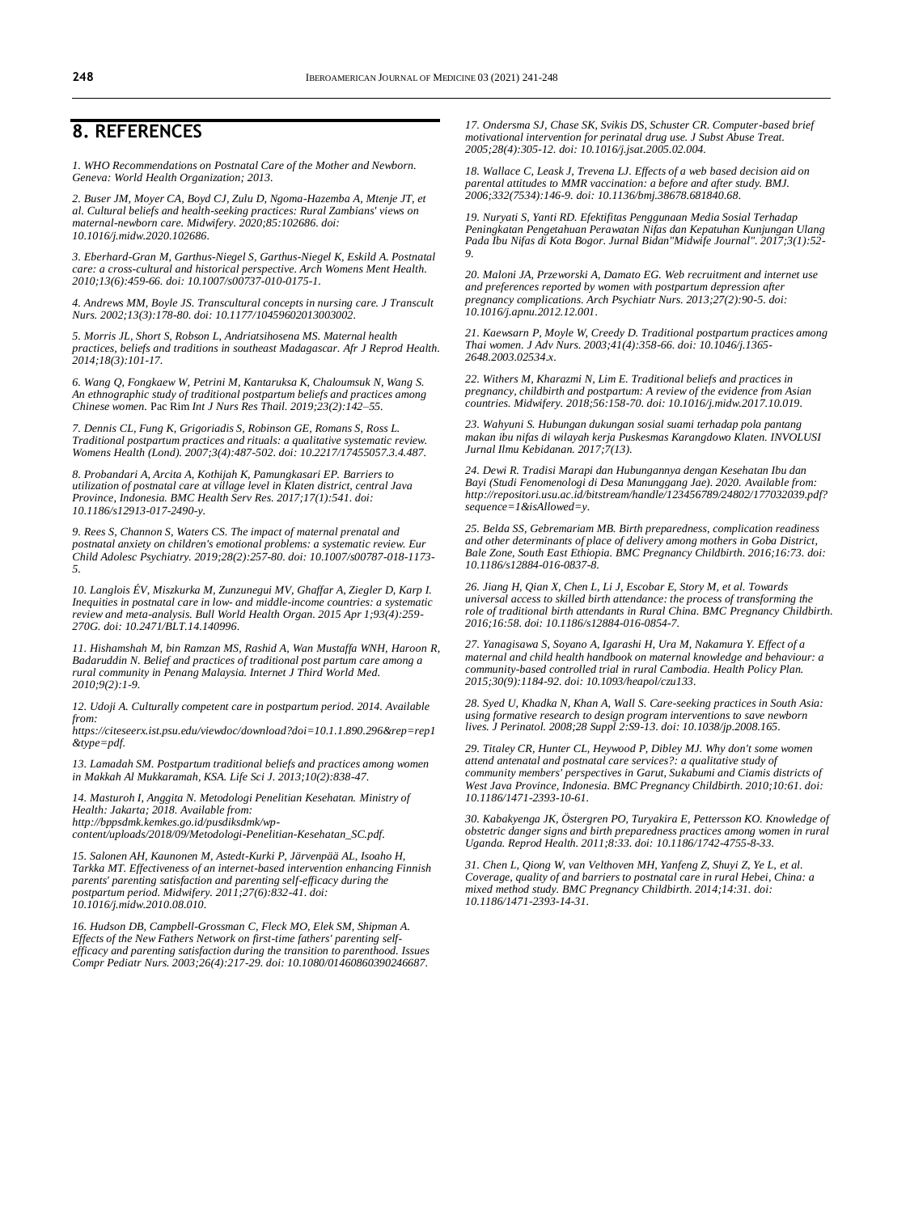## 8. REFERENCES

*1. WHO Recommendations on Postnatal Care of the Mother and Newborn. Geneva: World Health Organization; 2013.*

*2. Buser JM, Moyer CA, Boyd CJ, Zulu D, Ngoma-Hazemba A, Mtenje JT, et al. Cultural beliefs and health-seeking practices: Rural Zambians' views on maternal-newborn care. Midwifery. 2020;85:102686. doi: 10.1016/j.midw.2020.102686.*

*3. Eberhard-Gran M, Garthus-Niegel S, Garthus-Niegel K, Eskild A. Postnatal care: a cross-cultural and historical perspective. Arch Womens Ment Health. 2010;13(6):459-66. doi: 10.1007/s00737-010-0175-1.*

*4. Andrews MM, Boyle JS. Transcultural concepts in nursing care. J Transcult Nurs. 2002;13(3):178-80. doi: 10.1177/10459602013003002.*

*5. Morris JL, Short S, Robson L, Andriatsihosena MS. Maternal health practices, beliefs and traditions in southeast Madagascar. Afr J Reprod Health. 2014;18(3):101-17.*

*6. Wang Q, Fongkaew W, Petrini M, Kantaruksa K, Chaloumsuk N, Wang S. An ethnographic study of traditional postpartum beliefs and practices among Chinese women.* Pac Rim *Int J Nurs Res Thail. 2019;23(2):142–55.*

*7. Dennis CL, Fung K, Grigoriadis S, Robinson GE, Romans S, Ross L. Traditional postpartum practices and rituals: a qualitative systematic review. Womens Health (Lond). 2007;3(4):487-502. doi: 10.2217/17455057.3.4.487.*

*8. Probandari A, Arcita A, Kothijah K, Pamungkasari EP. Barriers to utilization of postnatal care at village level in Klaten district, central Java Province, Indonesia. BMC Health Serv Res. 2017;17(1):541. doi: 10.1186/s12913-017-2490-y.*

*9. Rees S, Channon S, Waters CS. The impact of maternal prenatal and postnatal anxiety on children's emotional problems: a systematic review. Eur Child Adolesc Psychiatry. 2019;28(2):257-80. doi: 10.1007/s00787-018-1173-5.*

*10. Langlois ÉV, Miszkurka M, Zunzunegui MV, Ghaffar A, Ziegler D, Karp I. Inequities in postnatal care in low- and middle-income countries: a systematic review and meta-analysis. Bull World Health Organ. 2015 Apr 1;93(4):259-270G. doi: 10.2471/BLT.14.140996.*

*11. Hishamshah M, bin Ramzan MS, Rashid A, Wan Mustaffa WNH, Haroon R, Badaruddin N. Belief and practices of traditional post partum care among a rural community in Penang Malaysia. Internet J Third World Med. 2010;9(2):1-9.*

*12. Udoji A. Culturally competent care in postpartum period. 2014. Available from: https://citeseerx.ist.psu.edu/viewdoc/download?doi=10.1.1.890.296&rep=rep1&type=pdf.*

*13. Lamadah SM. Postpartum traditional beliefs and practices among women in Makkah Al Mukkaramah, KSA. Life Sci J. 2013;10(2):838-47.*

*14. Masturoh I, Anggita N. Metodologi Penelitian Kesehatan. Ministry of Health: Jakarta; 2018. Available from: http://bppsdmk.kemkes.go.id/pusdiksdmk/wp-content/uploads/2018/09/Metodologi-Penelitian-Kesehatan_SC.pdf.*

*15. Salonen AH, Kaunonen M, Astedt-Kurki P, Järvenpää AL, Isoaho H, Tarkka MT. Effectiveness of an internet-based intervention enhancing Finnish parents' parenting satisfaction and parenting self-efficacy during the postpartum period. Midwifery. 2011;27(6):832-41. doi: 10.1016/j.midw.2010.08.010.*

*16. Hudson DB, Campbell-Grossman C, Fleck MO, Elek SM, Shipman A. Effects of the New Fathers Network on first-time fathers' parenting self-efficacy and parenting satisfaction during the transition to parenthood. Issues Compr Pediatr Nurs. 2003;26(4):217-29. doi: 10.1080/01460860390246687.*

*17. Ondersma SJ, Chase SK, Svikis DS, Schuster CR. Computer-based brief motivational intervention for perinatal drug use. J Subst Abuse Treat. 2005;28(4):305-12. doi: 10.1016/j.jsat.2005.02.004.*

*18. Wallace C, Leask J, Trevena LJ. Effects of a web based decision aid on parental attitudes to MMR vaccination: a before and after study. BMJ. 2006;332(7534):146-9. doi: 10.1136/bmj.38678.681840.68.*

*19. Nuryati S, Yanti RD. Efektifitas Penggunaan Media Sosial Terhadap Peningkatan Pengetahuan Perawatan Nifas dan Kepatuhan Kunjungan Ulang Pada Ibu Nifas di Kota Bogor. Jurnal Bidan"Midwife Journal". 2017;3(1):52-9.*

*20. Maloni JA, Przeworski A, Damato EG. Web recruitment and internet use and preferences reported by women with postpartum depression after pregnancy complications. Arch Psychiatr Nurs. 2013;27(2):90-5. doi: 10.1016/j.apnu.2012.12.001.*

*21. Kaewsarn P, Moyle W, Creedy D. Traditional postpartum practices among Thai women. J Adv Nurs. 2003;41(4):358-66. doi: 10.1046/j.1365-2648.2003.02534.x.*

*22. Withers M, Kharazmi N, Lim E. Traditional beliefs and practices in pregnancy, childbirth and postpartum: A review of the evidence from Asian countries. Midwifery. 2018;56:158-70. doi: 10.1016/j.midw.2017.10.019.*

*23. Wahyuni S. Hubungan dukungan sosial suami terhadap pola pantang makan ibu nifas di wilayah kerja Puskesmas Karangdowo Klaten. INVOLUSI Jurnal Ilmu Kebidanan. 2017;7(13).*

*24. Dewi R. Tradisi Marapi dan Hubungannya dengan Kesehatan Ibu dan Bayi (Studi Fenomenologi di Desa Manunggang Jae). 2020. Available from: http://repositori.usu.ac.id/bitstream/handle/123456789/24802/177032039.pdf?sequence=1&isAllowed=y.*

*25. Belda SS, Gebremariam MB. Birth preparedness, complication readiness and other determinants of place of delivery among mothers in Goba District, Bale Zone, South East Ethiopia. BMC Pregnancy Childbirth. 2016;16:73. doi: 10.1186/s12884-016-0837-8.*

*26. Jiang H, Qian X, Chen L, Li J, Escobar E, Story M, et al. Towards universal access to skilled birth attendance: the process of transforming the role of traditional birth attendants in Rural China. BMC Pregnancy Childbirth. 2016;16:58. doi: 10.1186/s12884-016-0854-7.*

*27. Yanagisawa S, Soyano A, Igarashi H, Ura M, Nakamura Y. Effect of a maternal and child health handbook on maternal knowledge and behaviour: a community-based controlled trial in rural Cambodia. Health Policy Plan. 2015;30(9):1184-92. doi: 10.1093/heapol/czu133.*

*28. Syed U, Khadka N, Khan A, Wall S. Care-seeking practices in South Asia: using formative research to design program interventions to save newborn lives. J Perinatol. 2008;28 Suppl 2:S9-13. doi: 10.1038/jp.2008.165.*

*29. Titaley CR, Hunter CL, Heywood P, Dibley MJ. Why don't some women attend antenatal and postnatal care services?: a qualitative study of community members' perspectives in Garut, Sukabumi and Ciamis districts of West Java Province, Indonesia. BMC Pregnancy Childbirth. 2010;10:61. doi: 10.1186/1471-2393-10-61.*

*30. Kabakyenga JK, Östergren PO, Turyakira E, Pettersson KO. Knowledge of obstetric danger signs and birth preparedness practices among women in rural Uganda. Reprod Health. 2011;8:33. doi: 10.1186/1742-4755-8-33.*

*31. Chen L, Qiong W, van Velthoven MH, Yanfeng Z, Shuyi Z, Ye L, et al. Coverage, quality of and barriers to postnatal care in rural Hebei, China: a mixed method study. BMC Pregnancy Childbirth. 2014;14:31. doi: 10.1186/1471-2393-14-31.*